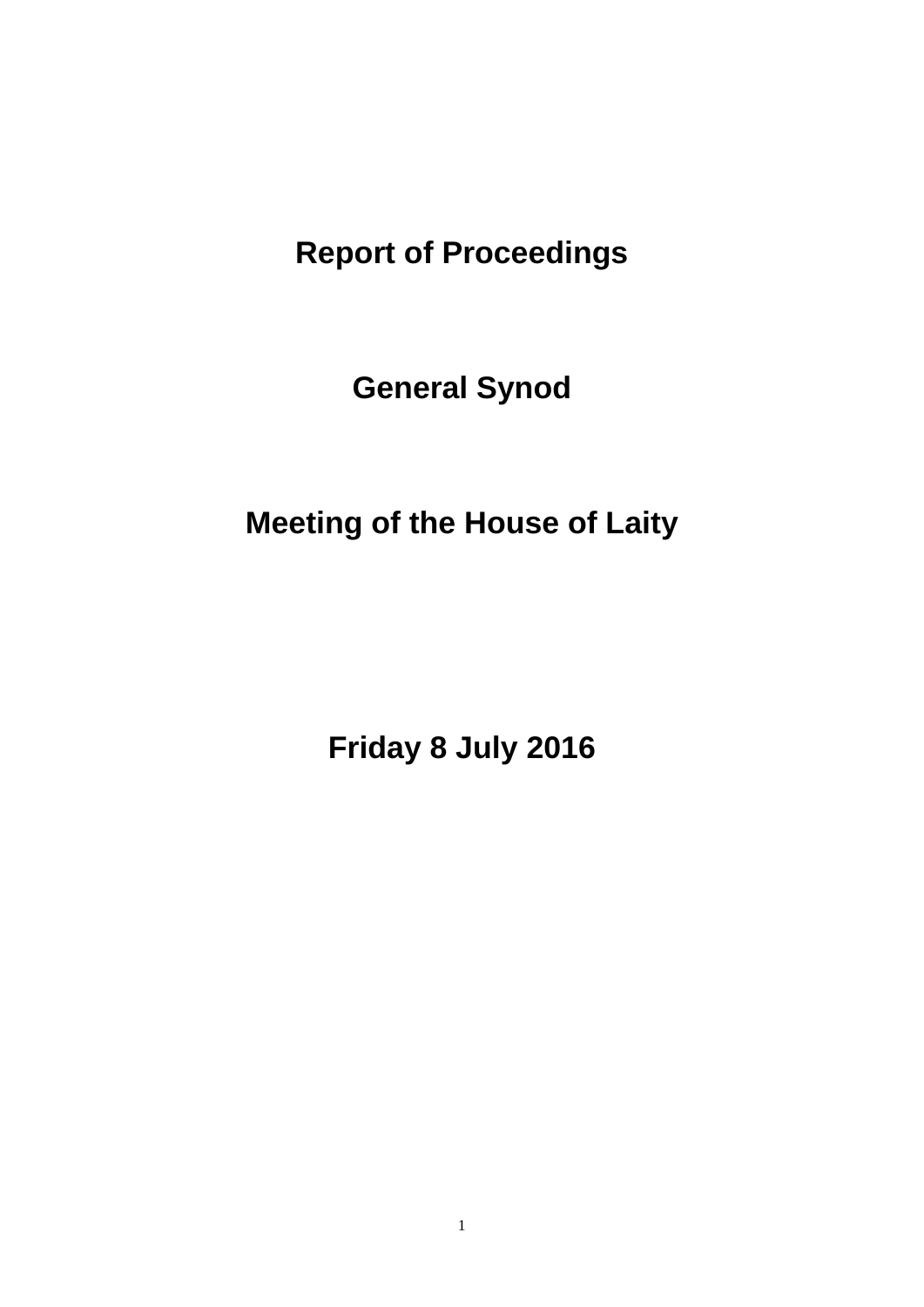# Report of Proceedings

# General Synod

# Meeting of the House of Laity

# Friday 8 July 2016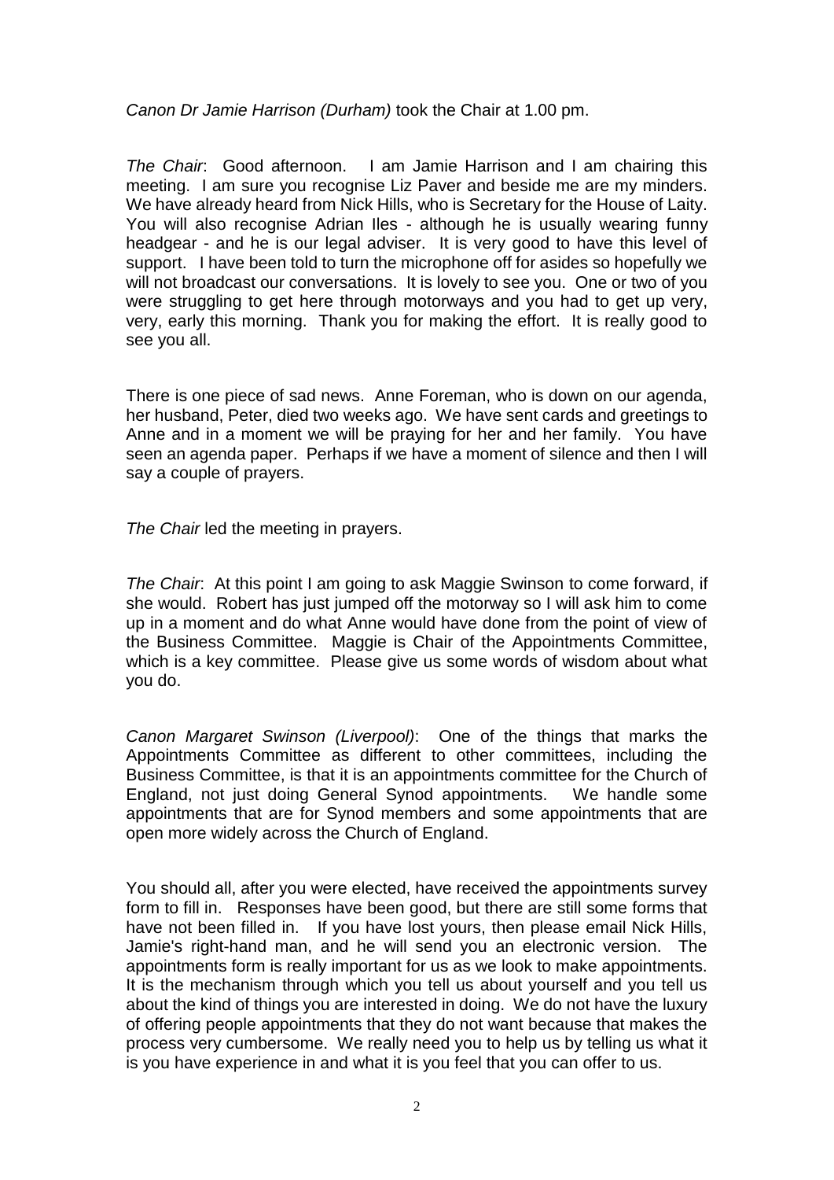*Canon Dr Jamie Harrison (Durham)* took the Chair at 1.00 pm.

*The Chair*: Good afternoon. I am Jamie Harrison and I am chairing this meeting. I am sure you recognise Liz Paver and beside me are my minders. We have already heard from Nick Hills, who is Secretary for the House of Laity. You will also recognise Adrian Iles - although he is usually wearing funny headgear - and he is our legal adviser. It is very good to have this level of support. I have been told to turn the microphone off for asides so hopefully we will not broadcast our conversations. It is lovely to see you. One or two of you were struggling to get here through motorways and you had to get up very, very, early this morning. Thank you for making the effort. It is really good to see you all.

There is one piece of sad news. Anne Foreman, who is down on our agenda, her husband, Peter, died two weeks ago. We have sent cards and greetings to Anne and in a moment we will be praying for her and her family. You have seen an agenda paper. Perhaps if we have a moment of silence and then I will say a couple of prayers.

*The Chair* led the meeting in prayers.

*The Chair*: At this point I am going to ask Maggie Swinson to come forward, if she would. Robert has just jumped off the motorway so I will ask him to come up in a moment and do what Anne would have done from the point of view of the Business Committee. Maggie is Chair of the Appointments Committee, which is a key committee. Please give us some words of wisdom about what you do.

*Canon Margaret Swinson (Liverpool)*: One of the things that marks the Appointments Committee as different to other committees, including the Business Committee, is that it is an appointments committee for the Church of England, not just doing General Synod appointments. We handle some appointments that are for Synod members and some appointments that are open more widely across the Church of England.

You should all, after you were elected, have received the appointments survey form to fill in. Responses have been good, but there are still some forms that have not been filled in. If you have lost yours, then please email Nick Hills, Jamie's right-hand man, and he will send you an electronic version. The appointments form is really important for us as we look to make appointments. It is the mechanism through which you tell us about yourself and you tell us about the kind of things you are interested in doing. We do not have the luxury of offering people appointments that they do not want because that makes the process very cumbersome. We really need you to help us by telling us what it is you have experience in and what it is you feel that you can offer to us.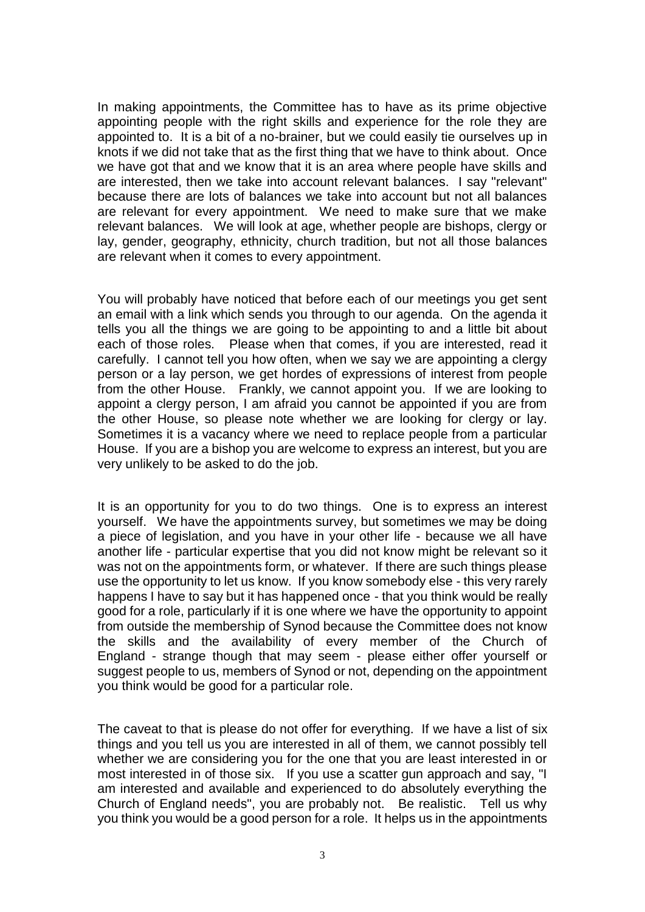In making appointments, the Committee has to have as its prime objective appointing people with the right skills and experience for the role they are appointed to. It is a bit of a no-brainer, but we could easily tie ourselves up in knots if we did not take that as the first thing that we have to think about. Once we have got that and we know that it is an area where people have skills and are interested, then we take into account relevant balances. I say "relevant" because there are lots of balances we take into account but not all balances are relevant for every appointment. We need to make sure that we make relevant balances. We will look at age, whether people are bishops, clergy or lay, gender, geography, ethnicity, church tradition, but not all those balances are relevant when it comes to every appointment.

You will probably have noticed that before each of our meetings you get sent an email with a link which sends you through to our agenda. On the agenda it tells you all the things we are going to be appointing to and a little bit about each of those roles. Please when that comes, if you are interested, read it carefully. I cannot tell you how often, when we say we are appointing a clergy person or a lay person, we get hordes of expressions of interest from people from the other House. Frankly, we cannot appoint you. If we are looking to appoint a clergy person, I am afraid you cannot be appointed if you are from the other House, so please note whether we are looking for clergy or lay. Sometimes it is a vacancy where we need to replace people from a particular House. If you are a bishop you are welcome to express an interest, but you are very unlikely to be asked to do the job.

It is an opportunity for you to do two things. One is to express an interest yourself. We have the appointments survey, but sometimes we may be doing a piece of legislation, and you have in your other life - because we all have another life - particular expertise that you did not know might be relevant so it was not on the appointments form, or whatever. If there are such things please use the opportunity to let us know. If you know somebody else - this very rarely happens I have to say but it has happened once - that you think would be really good for a role, particularly if it is one where we have the opportunity to appoint from outside the membership of Synod because the Committee does not know the skills and the availability of every member of the Church of England - strange though that may seem - please either offer yourself or suggest people to us, members of Synod or not, depending on the appointment you think would be good for a particular role.

The caveat to that is please do not offer for everything. If we have a list of six things and you tell us you are interested in all of them, we cannot possibly tell whether we are considering you for the one that you are least interested in or most interested in of those six. If you use a scatter gun approach and say, "I am interested and available and experienced to do absolutely everything the Church of England needs", you are probably not. Be realistic. Tell us why you think you would be a good person for a role. It helps us in the appointments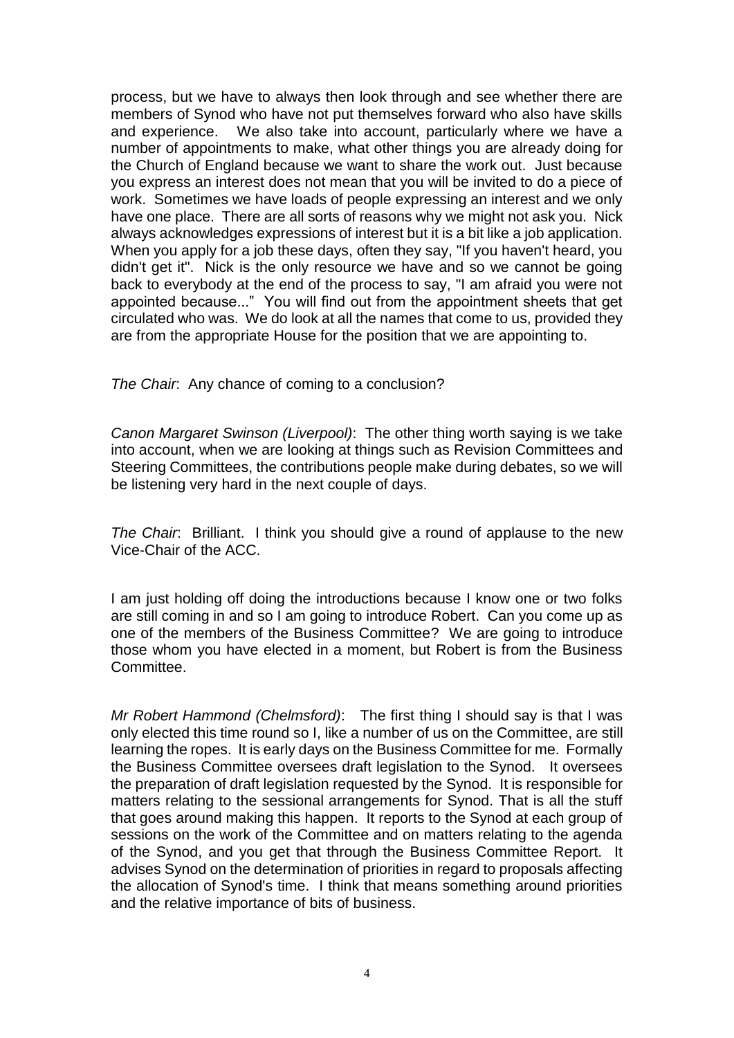process, but we have to always then look through and see whether there are members of Synod who have not put themselves forward who also have skills and experience. We also take into account, particularly where we have a number of appointments to make, what other things you are already doing for the Church of England because we want to share the work out. Just because you express an interest does not mean that you will be invited to do a piece of work. Sometimes we have loads of people expressing an interest and we only have one place. There are all sorts of reasons why we might not ask you. Nick always acknowledges expressions of interest but it is a bit like a job application. When you apply for a job these days, often they say, "If you haven't heard, you didn't get it". Nick is the only resource we have and so we cannot be going back to everybody at the end of the process to say, "I am afraid you were not appointed because..." You will find out from the appointment sheets that get circulated who was. We do look at all the names that come to us, provided they are from the appropriate House for the position that we are appointing to.

*The Chair*: Any chance of coming to a conclusion?

*Canon Margaret Swinson (Liverpool)*: The other thing worth saying is we take into account, when we are looking at things such as Revision Committees and Steering Committees, the contributions people make during debates, so we will be listening very hard in the next couple of days.

*The Chair*: Brilliant. I think you should give a round of applause to the new Vice-Chair of the ACC.

I am just holding off doing the introductions because I know one or two folks are still coming in and so I am going to introduce Robert. Can you come up as one of the members of the Business Committee? We are going to introduce those whom you have elected in a moment, but Robert is from the Business Committee.

*Mr Robert Hammond (Chelmsford)*: The first thing I should say is that I was only elected this time round so I, like a number of us on the Committee, are still learning the ropes. It is early days on the Business Committee for me. Formally the Business Committee oversees draft legislation to the Synod. It oversees the preparation of draft legislation requested by the Synod. It is responsible for matters relating to the sessional arrangements for Synod. That is all the stuff that goes around making this happen. It reports to the Synod at each group of sessions on the work of the Committee and on matters relating to the agenda of the Synod, and you get that through the Business Committee Report. It advises Synod on the determination of priorities in regard to proposals affecting the allocation of Synod's time. I think that means something around priorities and the relative importance of bits of business.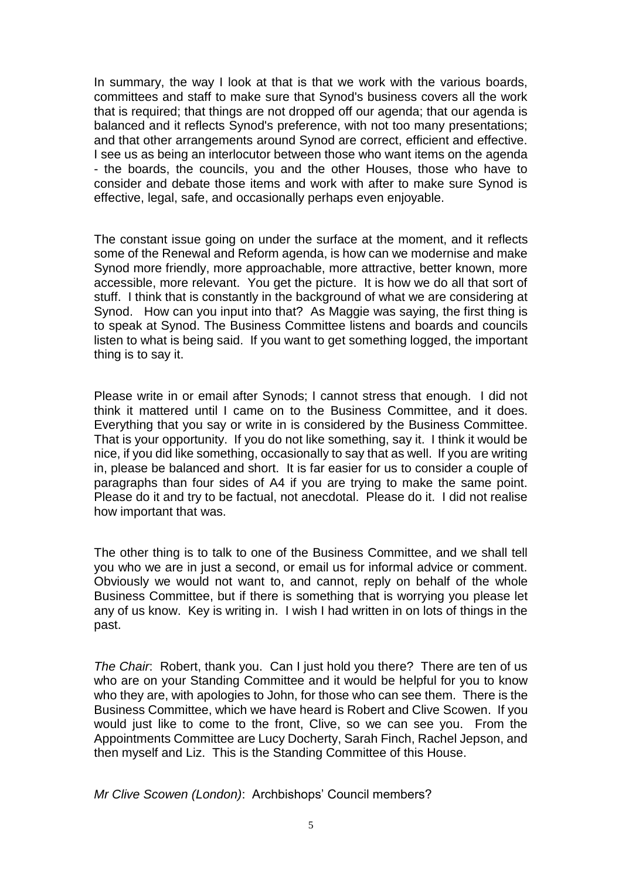In summary, the way I look at that is that we work with the various boards, committees and staff to make sure that Synod's business covers all the work that is required; that things are not dropped off our agenda; that our agenda is balanced and it reflects Synod's preference, with not too many presentations; and that other arrangements around Synod are correct, efficient and effective. I see us as being an interlocutor between those who want items on the agenda - the boards, the councils, you and the other Houses, those who have to consider and debate those items and work with after to make sure Synod is effective, legal, safe, and occasionally perhaps even enjoyable.

The constant issue going on under the surface at the moment, and it reflects some of the Renewal and Reform agenda, is how can we modernise and make Synod more friendly, more approachable, more attractive, better known, more accessible, more relevant. You get the picture. It is how we do all that sort of stuff. I think that is constantly in the background of what we are considering at Synod. How can you input into that? As Maggie was saying, the first thing is to speak at Synod. The Business Committee listens and boards and councils listen to what is being said. If you want to get something logged, the important thing is to say it.

Please write in or email after Synods; I cannot stress that enough. I did not think it mattered until I came on to the Business Committee, and it does. Everything that you say or write in is considered by the Business Committee. That is your opportunity. If you do not like something, say it. I think it would be nice, if you did like something, occasionally to say that as well. If you are writing in, please be balanced and short. It is far easier for us to consider a couple of paragraphs than four sides of A4 if you are trying to make the same point. Please do it and try to be factual, not anecdotal. Please do it. I did not realise how important that was.

The other thing is to talk to one of the Business Committee, and we shall tell you who we are in just a second, or email us for informal advice or comment. Obviously we would not want to, and cannot, reply on behalf of the whole Business Committee, but if there is something that is worrying you please let any of us know. Key is writing in. I wish I had written in on lots of things in the past.

*The Chair*: Robert, thank you. Can I just hold you there? There are ten of us who are on your Standing Committee and it would be helpful for you to know who they are, with apologies to John, for those who can see them. There is the Business Committee, which we have heard is Robert and Clive Scowen. If you would just like to come to the front, Clive, so we can see you. From the Appointments Committee are Lucy Docherty, Sarah Finch, Rachel Jepson, and then myself and Liz. This is the Standing Committee of this House.

*Mr Clive Scowen (London)*: Archbishops' Council members?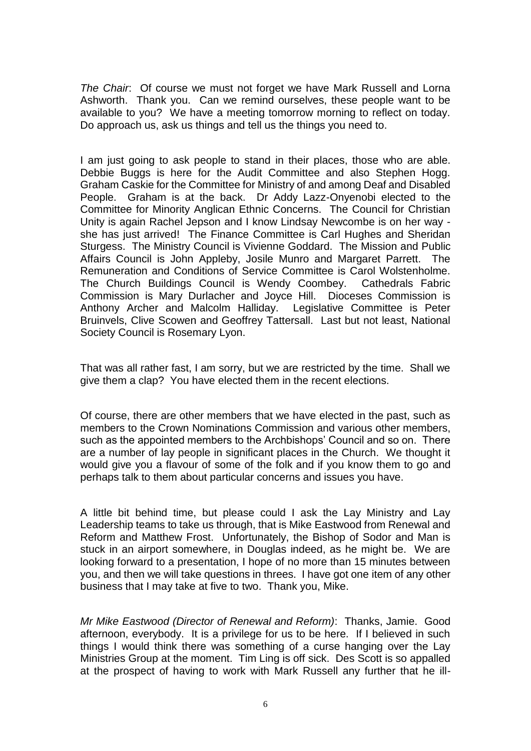*The Chair*: Of course we must not forget we have Mark Russell and Lorna Ashworth. Thank you. Can we remind ourselves, these people want to be available to you? We have a meeting tomorrow morning to reflect on today. Do approach us, ask us things and tell us the things you need to.

I am just going to ask people to stand in their places, those who are able. Debbie Buggs is here for the Audit Committee and also Stephen Hogg. Graham Caskie for the Committee for Ministry of and among Deaf and Disabled People. Graham is at the back. Dr Addy Lazz-Onyenobi elected to the Committee for Minority Anglican Ethnic Concerns. The Council for Christian Unity is again Rachel Jepson and I know Lindsay Newcombe is on her way - she has just arrived! The Finance Committee is Carl Hughes and Sheridan Sturgess. The Ministry Council is Vivienne Goddard. The Mission and Public Affairs Council is John Appleby, Josile Munro and Margaret Parrett. The Remuneration and Conditions of Service Committee is Carol Wolstenholme. The Church Buildings Council is Wendy Coombey. Cathedrals Fabric Commission is Mary Durlacher and Joyce Hill. Dioceses Commission is Anthony Archer and Malcolm Halliday. Legislative Committee is Peter Bruinvels, Clive Scowen and Geoffrey Tattersall. Last but not least, National Society Council is Rosemary Lyon.

That was all rather fast, I am sorry, but we are restricted by the time. Shall we give them a clap? You have elected them in the recent elections.

Of course, there are other members that we have elected in the past, such as members to the Crown Nominations Commission and various other members, such as the appointed members to the Archbishops' Council and so on. There are a number of lay people in significant places in the Church. We thought it would give you a flavour of some of the folk and if you know them to go and perhaps talk to them about particular concerns and issues you have.

A little bit behind time, but please could I ask the Lay Ministry and Lay Leadership teams to take us through, that is Mike Eastwood from Renewal and Reform and Matthew Frost. Unfortunately, the Bishop of Sodor and Man is stuck in an airport somewhere, in Douglas indeed, as he might be. We are looking forward to a presentation, I hope of no more than 15 minutes between you, and then we will take questions in threes. I have got one item of any other business that I may take at five to two. Thank you, Mike.

*Mr Mike Eastwood (Director of Renewal and Reform)*: Thanks, Jamie. Good afternoon, everybody. It is a privilege for us to be here. If I believed in such things I would think there was something of a curse hanging over the Lay Ministries Group at the moment. Tim Ling is off sick. Des Scott is so appalled at the prospect of having to work with Mark Russell any further that he ill-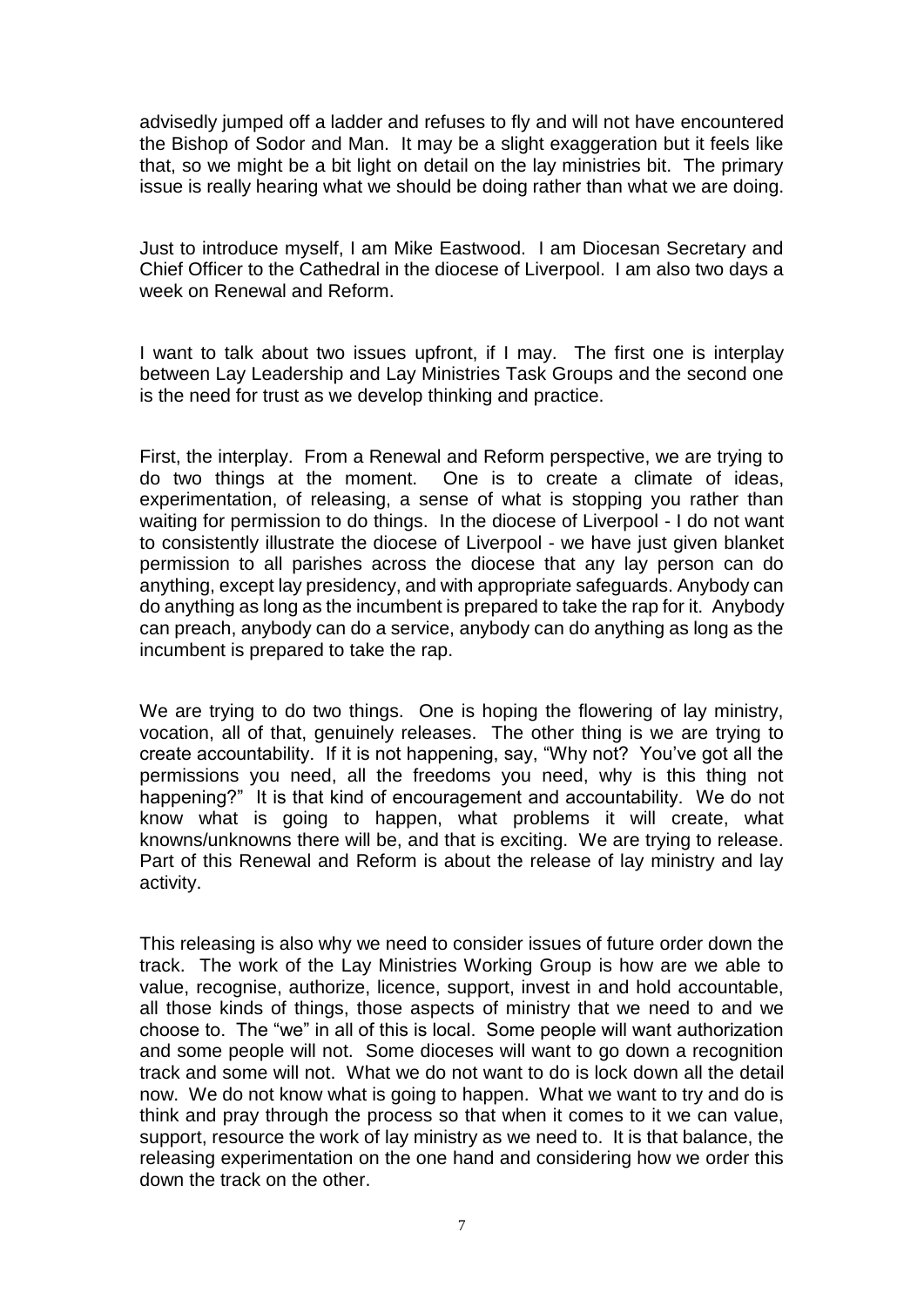advisedly jumped off a ladder and refuses to fly and will not have encountered the Bishop of Sodor and Man. It may be a slight exaggeration but it feels like that, so we might be a bit light on detail on the lay ministries bit. The primary issue is really hearing what we should be doing rather than what we are doing.

Just to introduce myself, I am Mike Eastwood. I am Diocesan Secretary and Chief Officer to the Cathedral in the diocese of Liverpool. I am also two days a week on Renewal and Reform.

I want to talk about two issues upfront, if I may. The first one is interplay between Lay Leadership and Lay Ministries Task Groups and the second one is the need for trust as we develop thinking and practice.

First, the interplay. From a Renewal and Reform perspective, we are trying to do two things at the moment. One is to create a climate of ideas, experimentation, of releasing, a sense of what is stopping you rather than waiting for permission to do things. In the diocese of Liverpool - I do not want to consistently illustrate the diocese of Liverpool - we have just given blanket permission to all parishes across the diocese that any lay person can do anything, except lay presidency, and with appropriate safeguards. Anybody can do anything as long as the incumbent is prepared to take the rap for it. Anybody can preach, anybody can do a service, anybody can do anything as long as the incumbent is prepared to take the rap.

We are trying to do two things. One is hoping the flowering of lay ministry, vocation, all of that, genuinely releases. The other thing is we are trying to create accountability. If it is not happening, say, "Why not? You've got all the permissions you need, all the freedoms you need, why is this thing not happening?" It is that kind of encouragement and accountability. We do not know what is going to happen, what problems it will create, what knowns/unknowns there will be, and that is exciting. We are trying to release. Part of this Renewal and Reform is about the release of lay ministry and lay activity.

This releasing is also why we need to consider issues of future order down the track. The work of the Lay Ministries Working Group is how are we able to value, recognise, authorize, licence, support, invest in and hold accountable, all those kinds of things, those aspects of ministry that we need to and we choose to. The "we" in all of this is local. Some people will want authorization and some people will not. Some dioceses will want to go down a recognition track and some will not. What we do not want to do is lock down all the detail now. We do not know what is going to happen. What we want to try and do is think and pray through the process so that when it comes to it we can value, support, resource the work of lay ministry as we need to. It is that balance, the releasing experimentation on the one hand and considering how we order this down the track on the other.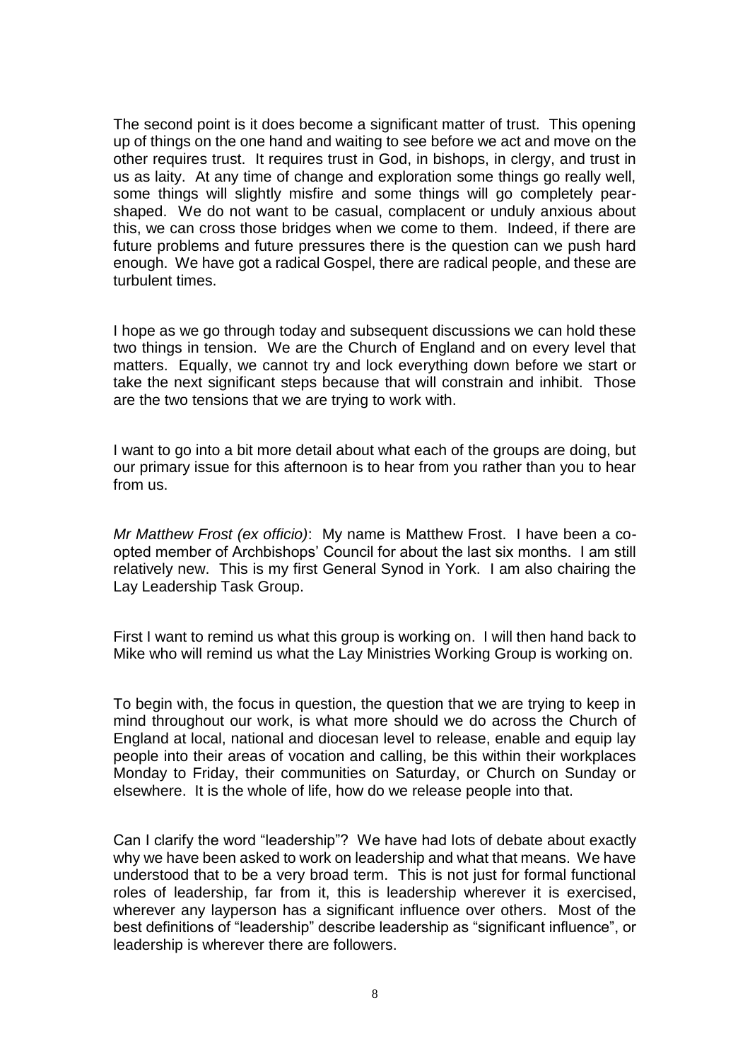The second point is it does become a significant matter of trust. This opening up of things on the one hand and waiting to see before we act and move on the other requires trust. It requires trust in God, in bishops, in clergy, and trust in us as laity. At any time of change and exploration some things go really well, some things will slightly misfire and some things will go completely pear-shaped. We do not want to be casual, complacent or unduly anxious about this, we can cross those bridges when we come to them. Indeed, if there are future problems and future pressures there is the question can we push hard enough. We have got a radical Gospel, there are radical people, and these are turbulent times.

I hope as we go through today and subsequent discussions we can hold these two things in tension. We are the Church of England and on every level that matters. Equally, we cannot try and lock everything down before we start or take the next significant steps because that will constrain and inhibit. Those are the two tensions that we are trying to work with.

I want to go into a bit more detail about what each of the groups are doing, but our primary issue for this afternoon is to hear from you rather than you to hear from us.

*Mr Matthew Frost (ex officio)*: My name is Matthew Frost. I have been a co-opted member of Archbishops' Council for about the last six months. I am still relatively new. This is my first General Synod in York. I am also chairing the Lay Leadership Task Group.

First I want to remind us what this group is working on. I will then hand back to Mike who will remind us what the Lay Ministries Working Group is working on.

To begin with, the focus in question, the question that we are trying to keep in mind throughout our work, is what more should we do across the Church of England at local, national and diocesan level to release, enable and equip lay people into their areas of vocation and calling, be this within their workplaces Monday to Friday, their communities on Saturday, or Church on Sunday or elsewhere. It is the whole of life, how do we release people into that.

Can I clarify the word "leadership"? We have had lots of debate about exactly why we have been asked to work on leadership and what that means. We have understood that to be a very broad term. This is not just for formal functional roles of leadership, far from it, this is leadership wherever it is exercised, wherever any layperson has a significant influence over others. Most of the best definitions of "leadership" describe leadership as "significant influence", or leadership is wherever there are followers.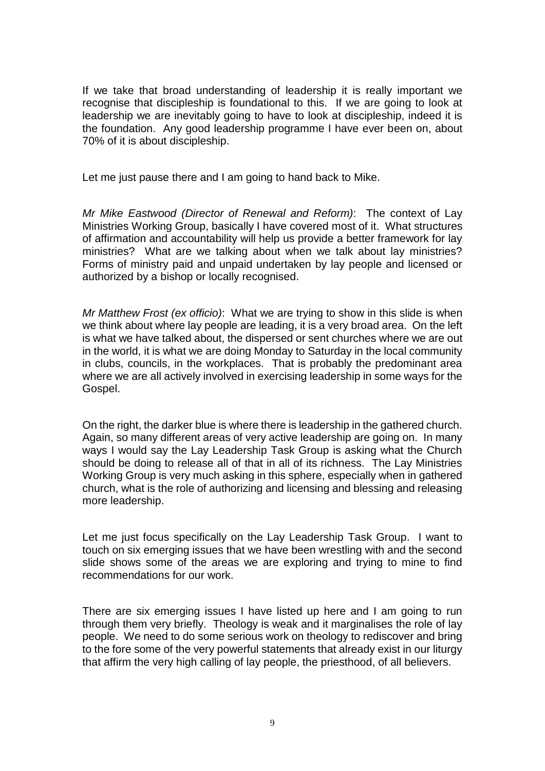If we take that broad understanding of leadership it is really important we recognise that discipleship is foundational to this. If we are going to look at leadership we are inevitably going to have to look at discipleship, indeed it is the foundation. Any good leadership programme I have ever been on, about 70% of it is about discipleship.

Let me just pause there and I am going to hand back to Mike.

*Mr Mike Eastwood (Director of Renewal and Reform)*: The context of Lay Ministries Working Group, basically I have covered most of it. What structures of affirmation and accountability will help us provide a better framework for lay ministries? What are we talking about when we talk about lay ministries? Forms of ministry paid and unpaid undertaken by lay people and licensed or authorized by a bishop or locally recognised.

*Mr Matthew Frost (ex officio)*: What we are trying to show in this slide is when we think about where lay people are leading, it is a very broad area. On the left is what we have talked about, the dispersed or sent churches where we are out in the world, it is what we are doing Monday to Saturday in the local community in clubs, councils, in the workplaces. That is probably the predominant area where we are all actively involved in exercising leadership in some ways for the Gospel.

On the right, the darker blue is where there is leadership in the gathered church. Again, so many different areas of very active leadership are going on. In many ways I would say the Lay Leadership Task Group is asking what the Church should be doing to release all of that in all of its richness. The Lay Ministries Working Group is very much asking in this sphere, especially when in gathered church, what is the role of authorizing and licensing and blessing and releasing more leadership.

Let me just focus specifically on the Lay Leadership Task Group. I want to touch on six emerging issues that we have been wrestling with and the second slide shows some of the areas we are exploring and trying to mine to find recommendations for our work.

There are six emerging issues I have listed up here and I am going to run through them very briefly. Theology is weak and it marginalises the role of lay people. We need to do some serious work on theology to rediscover and bring to the fore some of the very powerful statements that already exist in our liturgy that affirm the very high calling of lay people, the priesthood, of all believers.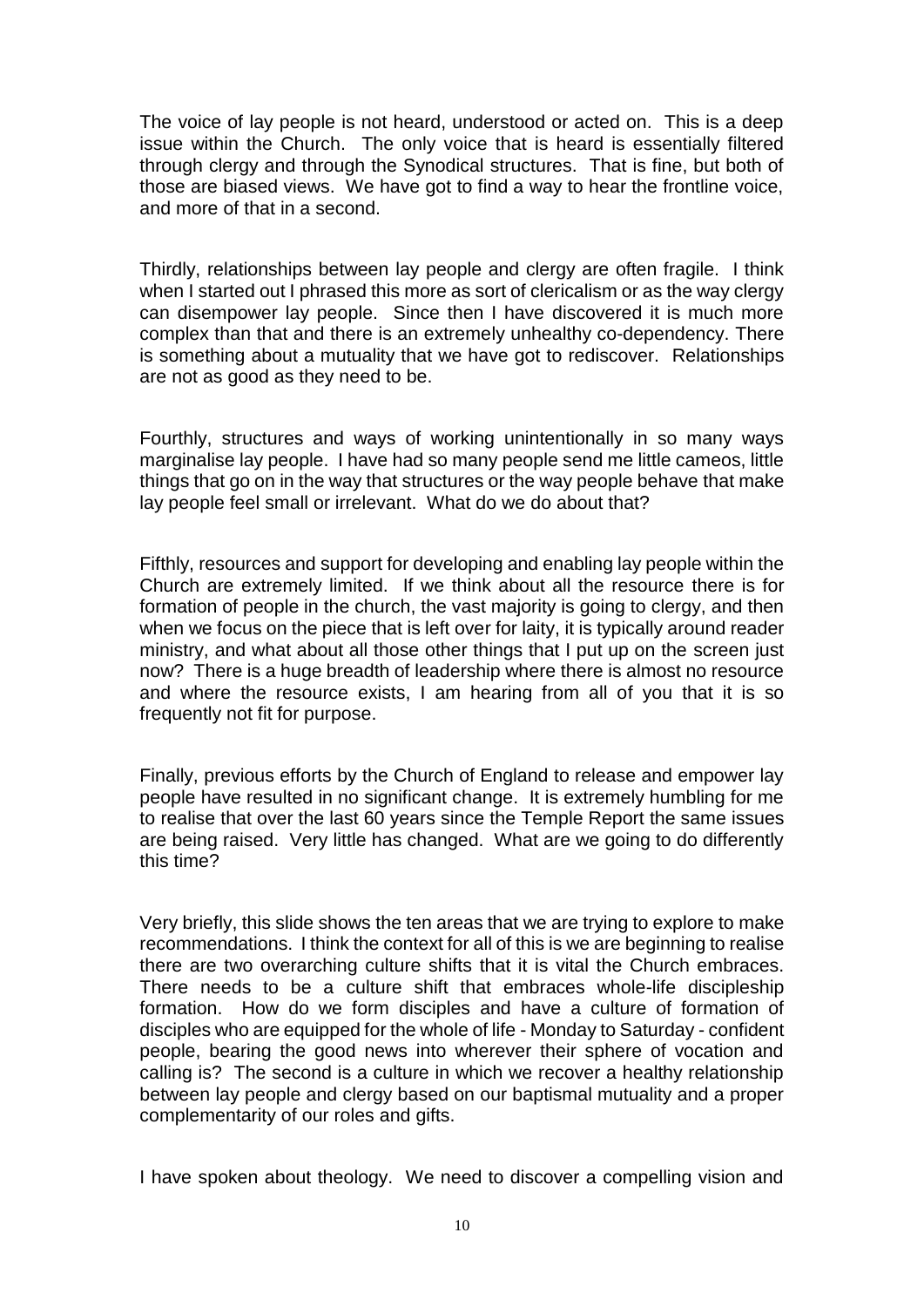The voice of lay people is not heard, understood or acted on. This is a deep issue within the Church. The only voice that is heard is essentially filtered through clergy and through the Synodical structures. That is fine, but both of those are biased views. We have got to find a way to hear the frontline voice, and more of that in a second.

Thirdly, relationships between lay people and clergy are often fragile. I think when I started out I phrased this more as sort of clericalism or as the way clergy can disempower lay people. Since then I have discovered it is much more complex than that and there is an extremely unhealthy co-dependency. There is something about a mutuality that we have got to rediscover. Relationships are not as good as they need to be.

Fourthly, structures and ways of working unintentionally in so many ways marginalise lay people. I have had so many people send me little cameos, little things that go on in the way that structures or the way people behave that make lay people feel small or irrelevant. What do we do about that?

Fifthly, resources and support for developing and enabling lay people within the Church are extremely limited. If we think about all the resource there is for formation of people in the church, the vast majority is going to clergy, and then when we focus on the piece that is left over for laity, it is typically around reader ministry, and what about all those other things that I put up on the screen just now? There is a huge breadth of leadership where there is almost no resource and where the resource exists, I am hearing from all of you that it is so frequently not fit for purpose.

Finally, previous efforts by the Church of England to release and empower lay people have resulted in no significant change. It is extremely humbling for me to realise that over the last 60 years since the Temple Report the same issues are being raised. Very little has changed. What are we going to do differently this time?

Very briefly, this slide shows the ten areas that we are trying to explore to make recommendations. I think the context for all of this is we are beginning to realise there are two overarching culture shifts that it is vital the Church embraces. There needs to be a culture shift that embraces whole-life discipleship formation. How do we form disciples and have a culture of formation of disciples who are equipped for the whole of life - Monday to Saturday - confident people, bearing the good news into wherever their sphere of vocation and calling is? The second is a culture in which we recover a healthy relationship between lay people and clergy based on our baptismal mutuality and a proper complementarity of our roles and gifts.

I have spoken about theology. We need to discover a compelling vision and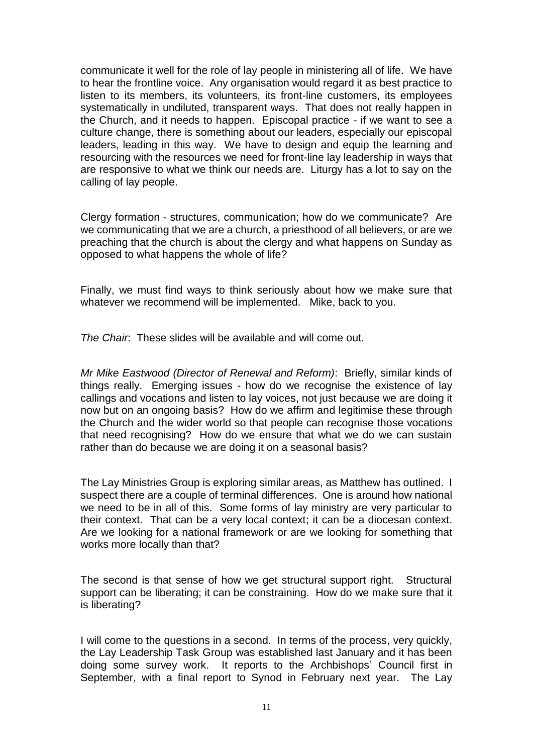communicate it well for the role of lay people in ministering all of life. We have to hear the frontline voice. Any organisation would regard it as best practice to listen to its members, its volunteers, its front-line customers, its employees systematically in undiluted, transparent ways. That does not really happen in the Church, and it needs to happen. Episcopal practice - if we want to see a culture change, there is something about our leaders, especially our episcopal leaders, leading in this way. We have to design and equip the learning and resourcing with the resources we need for front-line lay leadership in ways that are responsive to what we think our needs are. Liturgy has a lot to say on the calling of lay people.

Clergy formation - structures, communication; how do we communicate? Are we communicating that we are a church, a priesthood of all believers, or are we preaching that the church is about the clergy and what happens on Sunday as opposed to what happens the whole of life?

Finally, we must find ways to think seriously about how we make sure that whatever we recommend will be implemented. Mike, back to you.

*The Chair*: These slides will be available and will come out.

*Mr Mike Eastwood (Director of Renewal and Reform)*: Briefly, similar kinds of things really. Emerging issues - how do we recognise the existence of lay callings and vocations and listen to lay voices, not just because we are doing it now but on an ongoing basis? How do we affirm and legitimise these through the Church and the wider world so that people can recognise those vocations that need recognising? How do we ensure that what we do we can sustain rather than do because we are doing it on a seasonal basis?

The Lay Ministries Group is exploring similar areas, as Matthew has outlined. I suspect there are a couple of terminal differences. One is around how national we need to be in all of this. Some forms of lay ministry are very particular to their context. That can be a very local context; it can be a diocesan context. Are we looking for a national framework or are we looking for something that works more locally than that?

The second is that sense of how we get structural support right. Structural support can be liberating; it can be constraining. How do we make sure that it is liberating?

I will come to the questions in a second. In terms of the process, very quickly, the Lay Leadership Task Group was established last January and it has been doing some survey work. It reports to the Archbishops' Council first in September, with a final report to Synod in February next year. The Lay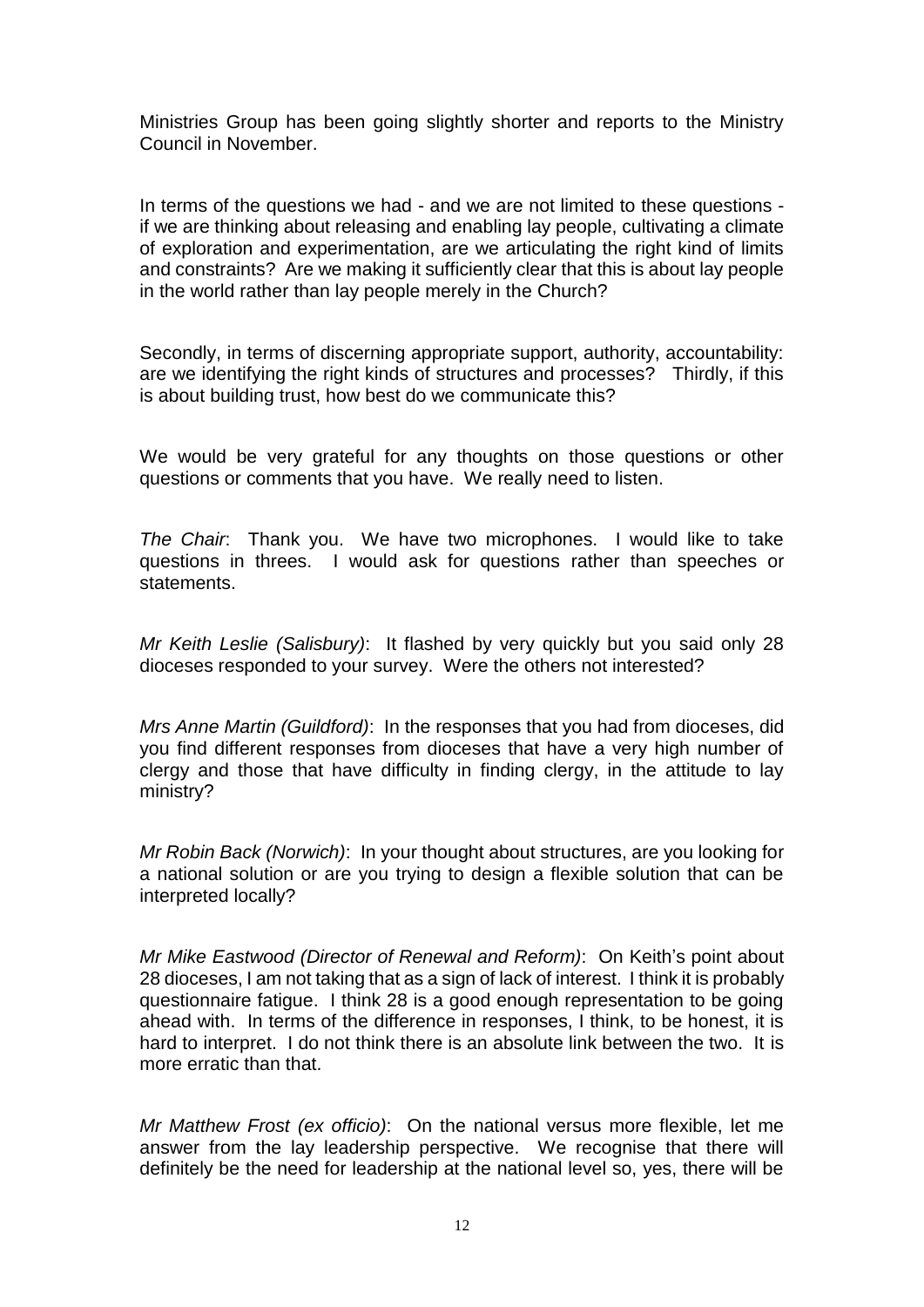Ministries Group has been going slightly shorter and reports to the Ministry Council in November.

In terms of the questions we had - and we are not limited to these questions - if we are thinking about releasing and enabling lay people, cultivating a climate of exploration and experimentation, are we articulating the right kind of limits and constraints? Are we making it sufficiently clear that this is about lay people in the world rather than lay people merely in the Church?

Secondly, in terms of discerning appropriate support, authority, accountability: are we identifying the right kinds of structures and processes? Thirdly, if this is about building trust, how best do we communicate this?

We would be very grateful for any thoughts on those questions or other questions or comments that you have. We really need to listen.

*The Chair*: Thank you. We have two microphones. I would like to take questions in threes. I would ask for questions rather than speeches or statements.

*Mr Keith Leslie (Salisbury)*: It flashed by very quickly but you said only 28 dioceses responded to your survey. Were the others not interested?

*Mrs Anne Martin (Guildford)*: In the responses that you had from dioceses, did you find different responses from dioceses that have a very high number of clergy and those that have difficulty in finding clergy, in the attitude to lay ministry?

*Mr Robin Back (Norwich)*: In your thought about structures, are you looking for a national solution or are you trying to design a flexible solution that can be interpreted locally?

*Mr Mike Eastwood (Director of Renewal and Reform)*: On Keith's point about 28 dioceses, I am not taking that as a sign of lack of interest. I think it is probably questionnaire fatigue. I think 28 is a good enough representation to be going ahead with. In terms of the difference in responses, I think, to be honest, it is hard to interpret. I do not think there is an absolute link between the two. It is more erratic than that.

*Mr Matthew Frost (ex officio)*: On the national versus more flexible, let me answer from the lay leadership perspective. We recognise that there will definitely be the need for leadership at the national level so, yes, there will be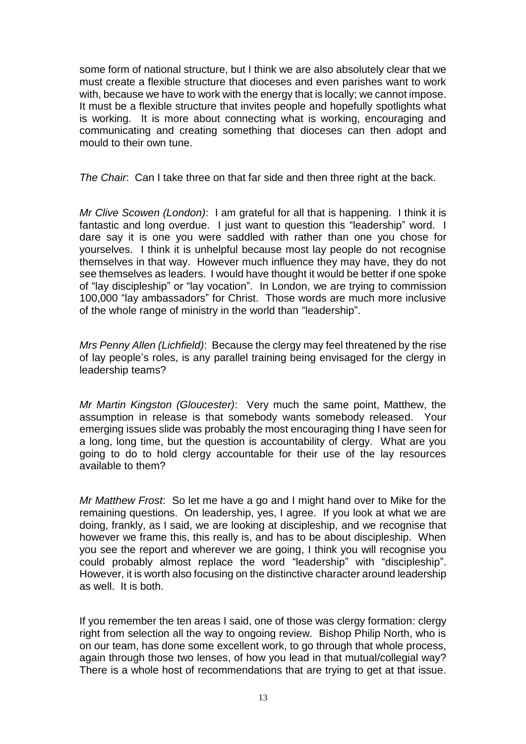some form of national structure, but I think we are also absolutely clear that we must create a flexible structure that dioceses and even parishes want to work with, because we have to work with the energy that is locally; we cannot impose. It must be a flexible structure that invites people and hopefully spotlights what is working. It is more about connecting what is working, encouraging and communicating and creating something that dioceses can then adopt and mould to their own tune.

*The Chair*: Can I take three on that far side and then three right at the back.

*Mr Clive Scowen (London)*: I am grateful for all that is happening. I think it is fantastic and long overdue. I just want to question this "leadership" word. I dare say it is one you were saddled with rather than one you chose for yourselves. I think it is unhelpful because most lay people do not recognise themselves in that way. However much influence they may have, they do not see themselves as leaders. I would have thought it would be better if one spoke of "lay discipleship" or "lay vocation". In London, we are trying to commission 100,000 "lay ambassadors" for Christ. Those words are much more inclusive of the whole range of ministry in the world than "leadership".

*Mrs Penny Allen (Lichfield)*: Because the clergy may feel threatened by the rise of lay people's roles, is any parallel training being envisaged for the clergy in leadership teams?

*Mr Martin Kingston (Gloucester)*: Very much the same point, Matthew, the assumption in release is that somebody wants somebody released. Your emerging issues slide was probably the most encouraging thing I have seen for a long, long time, but the question is accountability of clergy. What are you going to do to hold clergy accountable for their use of the lay resources available to them?

*Mr Matthew Frost*: So let me have a go and I might hand over to Mike for the remaining questions. On leadership, yes, I agree. If you look at what we are doing, frankly, as I said, we are looking at discipleship, and we recognise that however we frame this, this really is, and has to be about discipleship. When you see the report and wherever we are going, I think you will recognise you could probably almost replace the word "leadership" with "discipleship". However, it is worth also focusing on the distinctive character around leadership as well. It is both.

If you remember the ten areas I said, one of those was clergy formation: clergy right from selection all the way to ongoing review. Bishop Philip North, who is on our team, has done some excellent work, to go through that whole process, again through those two lenses, of how you lead in that mutual/collegial way? There is a whole host of recommendations that are trying to get at that issue.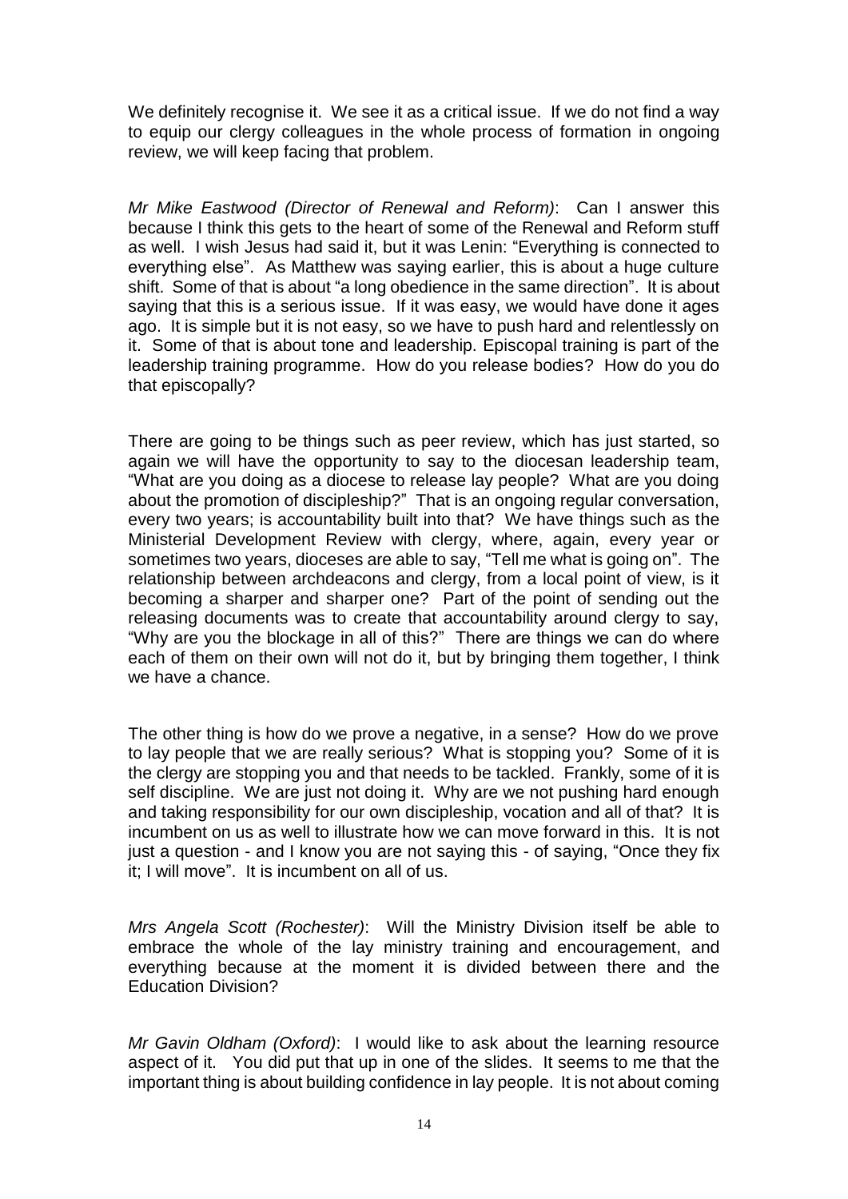We definitely recognise it. We see it as a critical issue. If we do not find a way to equip our clergy colleagues in the whole process of formation in ongoing review, we will keep facing that problem.

*Mr Mike Eastwood (Director of Renewal and Reform)*: Can I answer this because I think this gets to the heart of some of the Renewal and Reform stuff as well. I wish Jesus had said it, but it was Lenin: "Everything is connected to everything else". As Matthew was saying earlier, this is about a huge culture shift. Some of that is about "a long obedience in the same direction". It is about saying that this is a serious issue. If it was easy, we would have done it ages ago. It is simple but it is not easy, so we have to push hard and relentlessly on it. Some of that is about tone and leadership. Episcopal training is part of the leadership training programme. How do you release bodies? How do you do that episcopally?

There are going to be things such as peer review, which has just started, so again we will have the opportunity to say to the diocesan leadership team, "What are you doing as a diocese to release lay people? What are you doing about the promotion of discipleship?" That is an ongoing regular conversation, every two years; is accountability built into that? We have things such as the Ministerial Development Review with clergy, where, again, every year or sometimes two years, dioceses are able to say, "Tell me what is going on". The relationship between archdeacons and clergy, from a local point of view, is it becoming a sharper and sharper one? Part of the point of sending out the releasing documents was to create that accountability around clergy to say, "Why are you the blockage in all of this?" There are things we can do where each of them on their own will not do it, but by bringing them together, I think we have a chance.

The other thing is how do we prove a negative, in a sense? How do we prove to lay people that we are really serious? What is stopping you? Some of it is the clergy are stopping you and that needs to be tackled. Frankly, some of it is self discipline. We are just not doing it. Why are we not pushing hard enough and taking responsibility for our own discipleship, vocation and all of that? It is incumbent on us as well to illustrate how we can move forward in this. It is not just a question - and I know you are not saying this - of saying, "Once they fix it; I will move". It is incumbent on all of us.

*Mrs Angela Scott (Rochester)*: Will the Ministry Division itself be able to embrace the whole of the lay ministry training and encouragement, and everything because at the moment it is divided between there and the Education Division?

*Mr Gavin Oldham (Oxford)*: I would like to ask about the learning resource aspect of it. You did put that up in one of the slides. It seems to me that the important thing is about building confidence in lay people. It is not about coming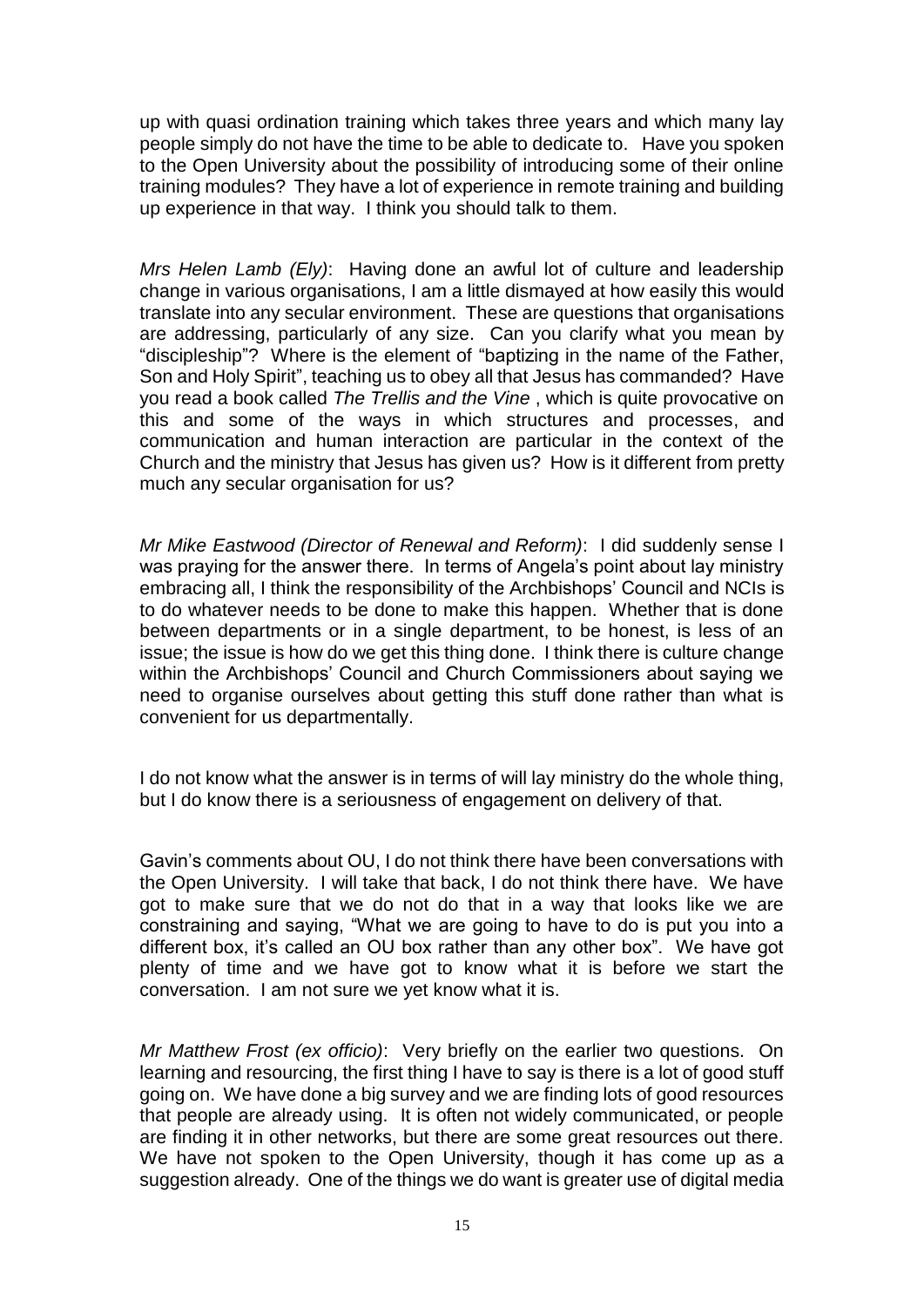up with quasi ordination training which takes three years and which many lay people simply do not have the time to be able to dedicate to. Have you spoken to the Open University about the possibility of introducing some of their online training modules? They have a lot of experience in remote training and building up experience in that way. I think you should talk to them.

*Mrs Helen Lamb (Ely)*: Having done an awful lot of culture and leadership change in various organisations, I am a little dismayed at how easily this would translate into any secular environment. These are questions that organisations are addressing, particularly of any size. Can you clarify what you mean by "discipleship"? Where is the element of "baptizing in the name of the Father, Son and Holy Spirit", teaching us to obey all that Jesus has commanded? Have you read a book called *The Trellis and the Vine* , which is quite provocative on this and some of the ways in which structures and processes, and communication and human interaction are particular in the context of the Church and the ministry that Jesus has given us? How is it different from pretty much any secular organisation for us?

*Mr Mike Eastwood (Director of Renewal and Reform)*: I did suddenly sense I was praying for the answer there. In terms of Angela's point about lay ministry embracing all, I think the responsibility of the Archbishops' Council and NCIs is to do whatever needs to be done to make this happen. Whether that is done between departments or in a single department, to be honest, is less of an issue; the issue is how do we get this thing done. I think there is culture change within the Archbishops' Council and Church Commissioners about saying we need to organise ourselves about getting this stuff done rather than what is convenient for us departmentally.

I do not know what the answer is in terms of will lay ministry do the whole thing, but I do know there is a seriousness of engagement on delivery of that.

Gavin's comments about OU, I do not think there have been conversations with the Open University. I will take that back, I do not think there have. We have got to make sure that we do not do that in a way that looks like we are constraining and saying, "What we are going to have to do is put you into a different box, it's called an OU box rather than any other box". We have got plenty of time and we have got to know what it is before we start the conversation. I am not sure we yet know what it is.

*Mr Matthew Frost (ex officio)*: Very briefly on the earlier two questions. On learning and resourcing, the first thing I have to say is there is a lot of good stuff going on. We have done a big survey and we are finding lots of good resources that people are already using. It is often not widely communicated, or people are finding it in other networks, but there are some great resources out there. We have not spoken to the Open University, though it has come up as a suggestion already. One of the things we do want is greater use of digital media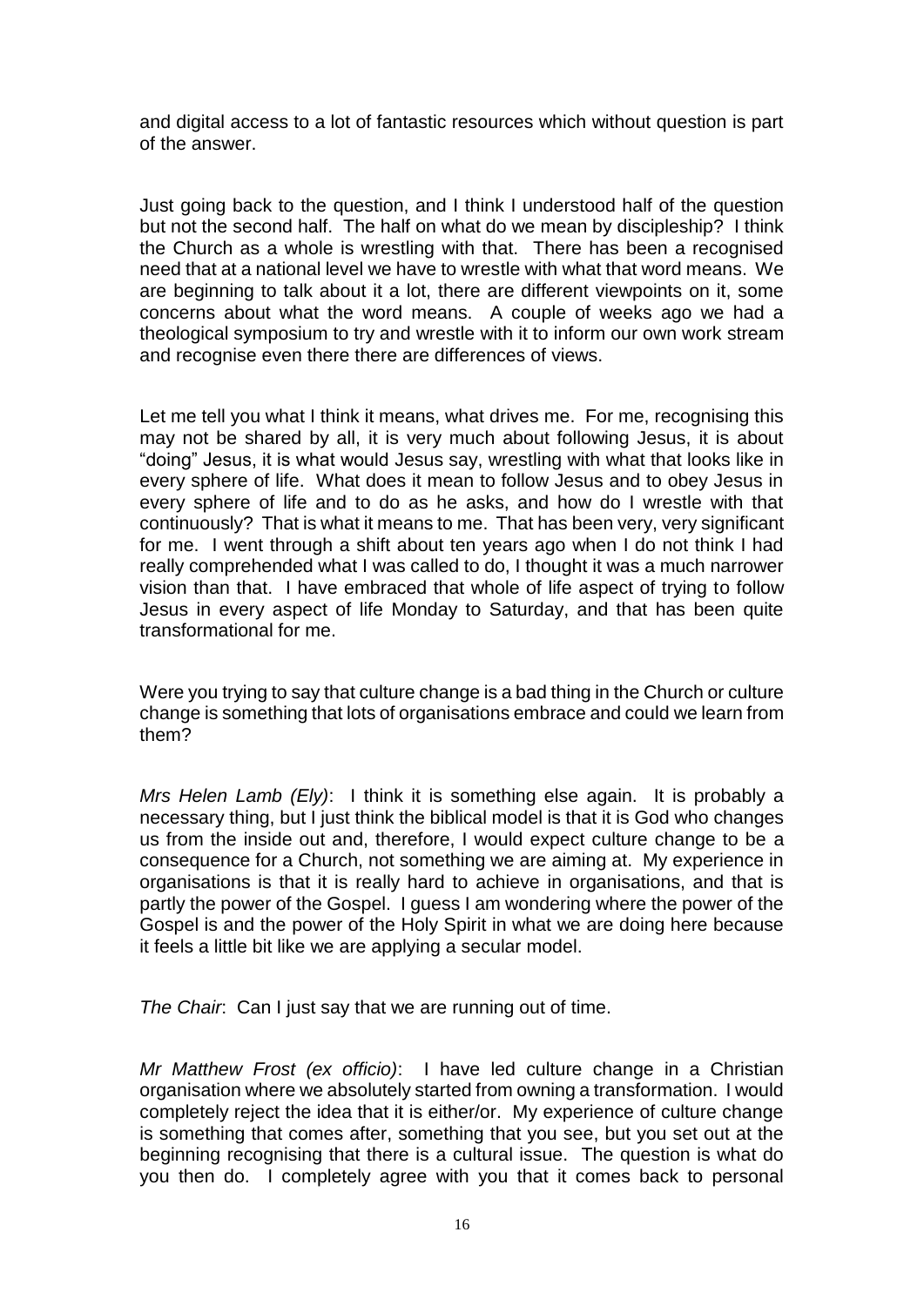and digital access to a lot of fantastic resources which without question is part of the answer.

Just going back to the question, and I think I understood half of the question but not the second half. The half on what do we mean by discipleship? I think the Church as a whole is wrestling with that. There has been a recognised need that at a national level we have to wrestle with what that word means. We are beginning to talk about it a lot, there are different viewpoints on it, some concerns about what the word means. A couple of weeks ago we had a theological symposium to try and wrestle with it to inform our own work stream and recognise even there there are differences of views.

Let me tell you what I think it means, what drives me. For me, recognising this may not be shared by all, it is very much about following Jesus, it is about "doing" Jesus, it is what would Jesus say, wrestling with what that looks like in every sphere of life. What does it mean to follow Jesus and to obey Jesus in every sphere of life and to do as he asks, and how do I wrestle with that continuously? That is what it means to me. That has been very, very significant for me. I went through a shift about ten years ago when I do not think I had really comprehended what I was called to do, I thought it was a much narrower vision than that. I have embraced that whole of life aspect of trying to follow Jesus in every aspect of life Monday to Saturday, and that has been quite transformational for me.

Were you trying to say that culture change is a bad thing in the Church or culture change is something that lots of organisations embrace and could we learn from them?

*Mrs Helen Lamb (Ely)*: I think it is something else again. It is probably a necessary thing, but I just think the biblical model is that it is God who changes us from the inside out and, therefore, I would expect culture change to be a consequence for a Church, not something we are aiming at. My experience in organisations is that it is really hard to achieve in organisations, and that is partly the power of the Gospel. I guess I am wondering where the power of the Gospel is and the power of the Holy Spirit in what we are doing here because it feels a little bit like we are applying a secular model.

*The Chair*: Can I just say that we are running out of time.

*Mr Matthew Frost (ex officio)*: I have led culture change in a Christian organisation where we absolutely started from owning a transformation. I would completely reject the idea that it is either/or. My experience of culture change is something that comes after, something that you see, but you set out at the beginning recognising that there is a cultural issue. The question is what do you then do. I completely agree with you that it comes back to personal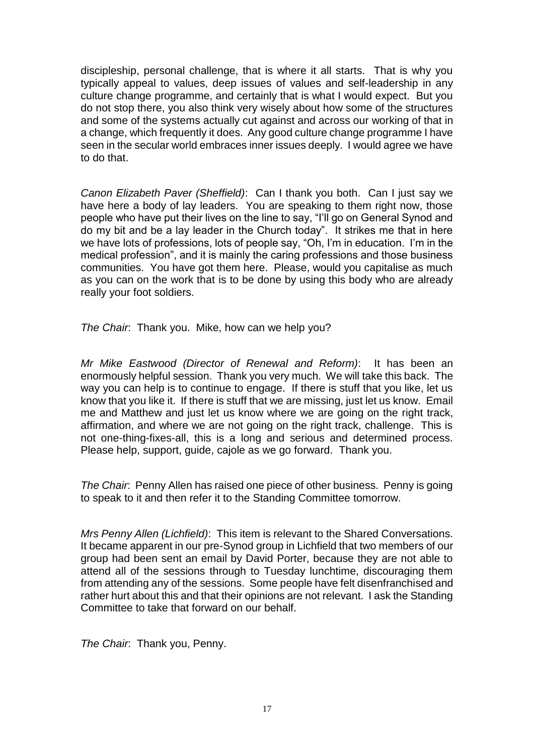discipleship, personal challenge, that is where it all starts. That is why you typically appeal to values, deep issues of values and self-leadership in any culture change programme, and certainly that is what I would expect. But you do not stop there, you also think very wisely about how some of the structures and some of the systems actually cut against and across our working of that in a change, which frequently it does. Any good culture change programme I have seen in the secular world embraces inner issues deeply. I would agree we have to do that.

*Canon Elizabeth Paver (Sheffield)*: Can I thank you both. Can I just say we have here a body of lay leaders. You are speaking to them right now, those people who have put their lives on the line to say, "I'll go on General Synod and do my bit and be a lay leader in the Church today". It strikes me that in here we have lots of professions, lots of people say, "Oh, I'm in education. I'm in the medical profession", and it is mainly the caring professions and those business communities. You have got them here. Please, would you capitalise as much as you can on the work that is to be done by using this body who are already really your foot soldiers.

*The Chair*: Thank you. Mike, how can we help you?

*Mr Mike Eastwood (Director of Renewal and Reform)*: It has been an enormously helpful session. Thank you very much. We will take this back. The way you can help is to continue to engage. If there is stuff that you like, let us know that you like it. If there is stuff that we are missing, just let us know. Email me and Matthew and just let us know where we are going on the right track, affirmation, and where we are not going on the right track, challenge. This is not one-thing-fixes-all, this is a long and serious and determined process. Please help, support, guide, cajole as we go forward. Thank you.

*The Chair*: Penny Allen has raised one piece of other business. Penny is going to speak to it and then refer it to the Standing Committee tomorrow.

*Mrs Penny Allen (Lichfield)*: This item is relevant to the Shared Conversations. It became apparent in our pre-Synod group in Lichfield that two members of our group had been sent an email by David Porter, because they are not able to attend all of the sessions through to Tuesday lunchtime, discouraging them from attending any of the sessions. Some people have felt disenfranchised and rather hurt about this and that their opinions are not relevant. I ask the Standing Committee to take that forward on our behalf.

*The Chair*: Thank you, Penny.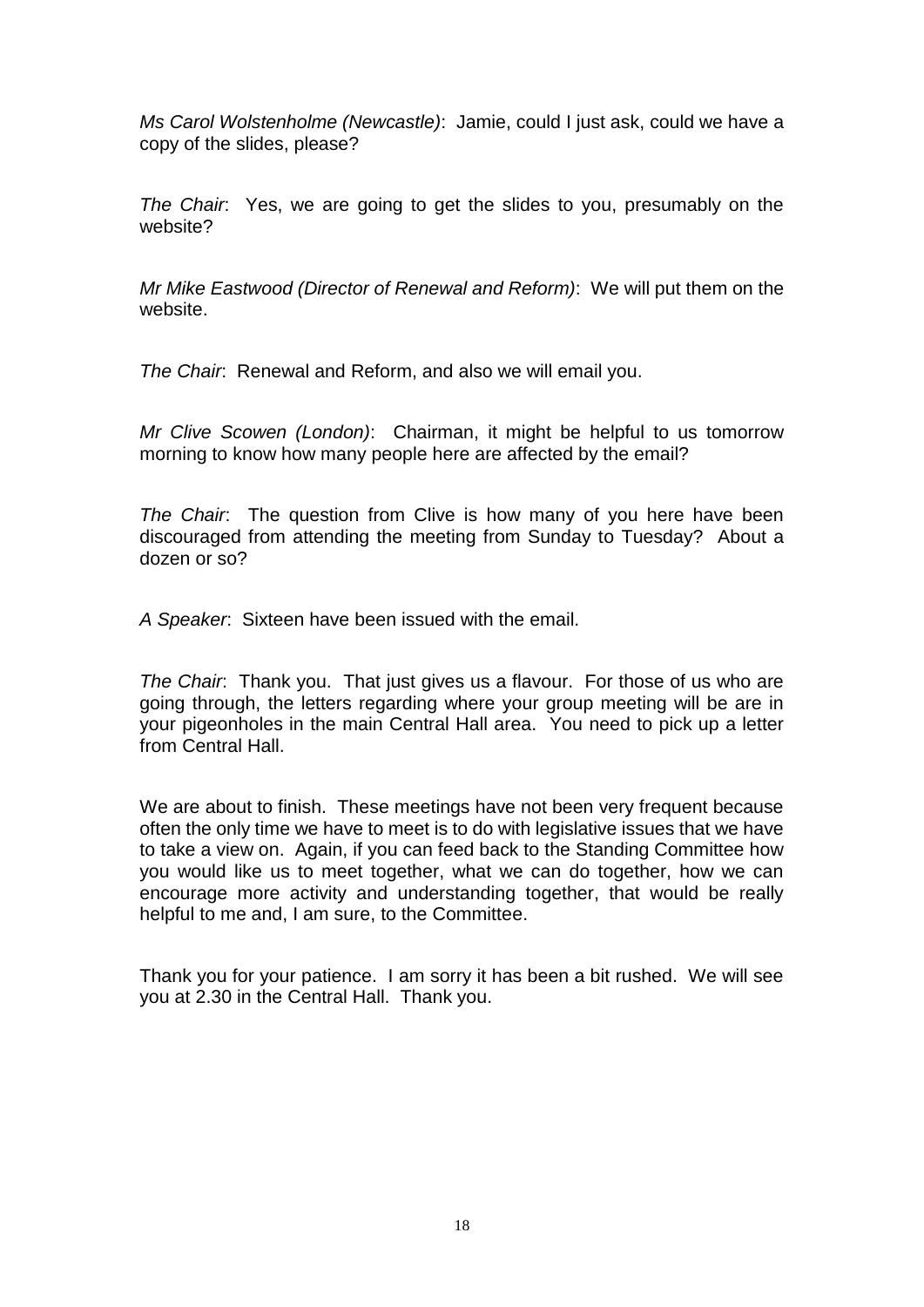*Ms Carol Wolstenholme (Newcastle)*: Jamie, could I just ask, could we have a copy of the slides, please?

*The Chair*: Yes, we are going to get the slides to you, presumably on the website?

*Mr Mike Eastwood (Director of Renewal and Reform)*: We will put them on the website.

*The Chair*: Renewal and Reform, and also we will email you.

*Mr Clive Scowen (London)*: Chairman, it might be helpful to us tomorrow morning to know how many people here are affected by the email?

*The Chair*: The question from Clive is how many of you here have been discouraged from attending the meeting from Sunday to Tuesday? About a dozen or so?

*A Speaker*: Sixteen have been issued with the email.

*The Chair*: Thank you. That just gives us a flavour. For those of us who are going through, the letters regarding where your group meeting will be are in your pigeonholes in the main Central Hall area. You need to pick up a letter from Central Hall.

We are about to finish. These meetings have not been very frequent because often the only time we have to meet is to do with legislative issues that we have to take a view on. Again, if you can feed back to the Standing Committee how you would like us to meet together, what we can do together, how we can encourage more activity and understanding together, that would be really helpful to me and, I am sure, to the Committee.

Thank you for your patience. I am sorry it has been a bit rushed. We will see you at 2.30 in the Central Hall. Thank you.